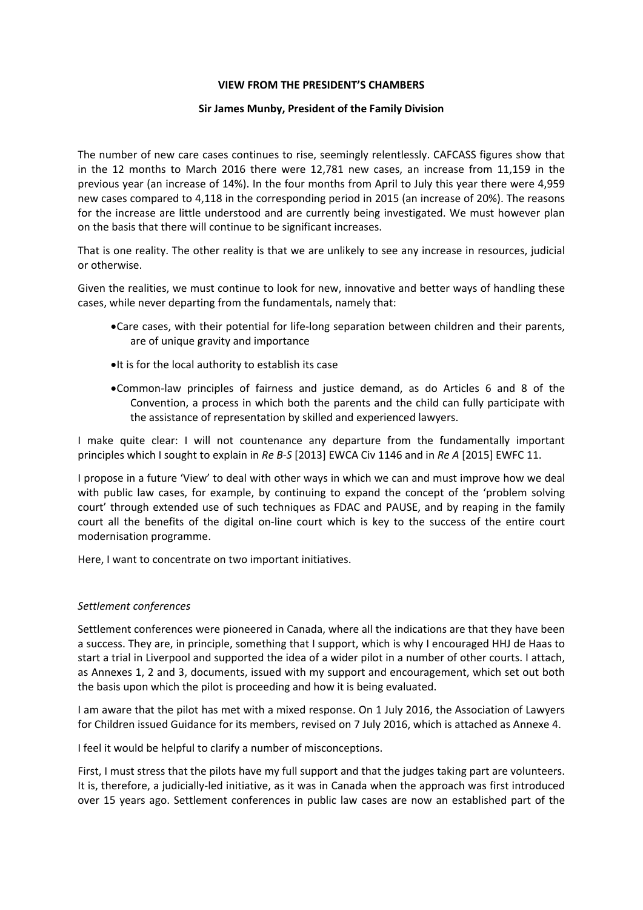**VIEW FROM THE PRESIDENT'S CHAMBERS**

**Sir James Munby, President of the Family Division**

The number of new care cases continues to rise, seemingly relentlessly. CAFCASS figures show that in the 12 months to March 2016 there were 12,781 new cases, an increase from 11,159 in the previous year (an increase of 14%). In the four months from April to July this year there were 4,959 new cases compared to 4,118 in the corresponding period in 2015 (an increase of 20%). The reasons for the increase are little understood and are currently being investigated. We must however plan on the basis that there will continue to be significant increases.

That is one reality. The other reality is that we are unlikely to see any increase in resources, judicial or otherwise.

Given the realities, we must continue to look for new, innovative and better ways of handling these cases, while never departing from the fundamentals, namely that:

- Care cases, with their potential for life-long separation between children and their parents, are of unique gravity and importance
- It is for the local authority to establish its case
- Common-law principles of fairness and justice demand, as do Articles 6 and 8 of the Convention, a process in which both the parents and the child can fully participate with the assistance of representation by skilled and experienced lawyers.

I make quite clear: I will not countenance any departure from the fundamentally important principles which I sought to explain in *Re B-S* [2013] EWCA Civ 1146 and in *Re A* [2015] EWFC 11.

I propose in a future 'View' to deal with other ways in which we can and must improve how we deal with public law cases, for example, by continuing to expand the concept of the 'problem solving court' through extended use of such techniques as FDAC and PAUSE, and by reaping in the family court all the benefits of the digital on-line court which is key to the success of the entire court modernisation programme.

Here, I want to concentrate on two important initiatives.

*Settlement conferences*

Settlement conferences were pioneered in Canada, where all the indications are that they have been a success. They are, in principle, something that I support, which is why I encouraged HHJ de Haas to start a trial in Liverpool and supported the idea of a wider pilot in a number of other courts. I attach, as Annexes 1, 2 and 3, documents, issued with my support and encouragement, which set out both the basis upon which the pilot is proceeding and how it is being evaluated.

I am aware that the pilot has met with a mixed response. On 1 July 2016, the Association of Lawyers for Children issued Guidance for its members, revised on 7 July 2016, which is attached as Annexe 4.

I feel it would be helpful to clarify a number of misconceptions.

First, I must stress that the pilots have my full support and that the judges taking part are volunteers. It is, therefore, a judicially-led initiative, as it was in Canada when the approach was first introduced over 15 years ago. Settlement conferences in public law cases are now an established part of the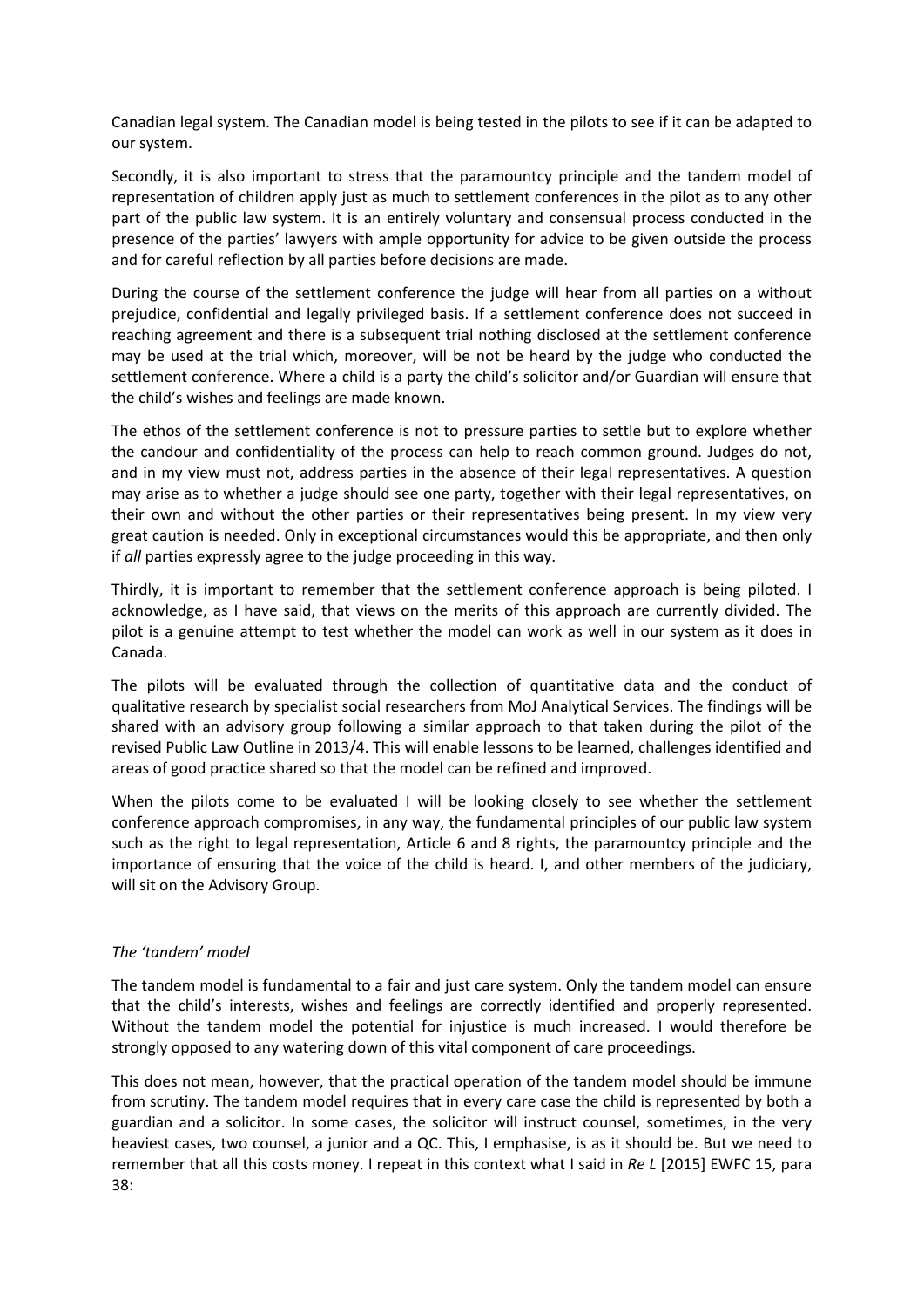Canadian legal system. The Canadian model is being tested in the pilots to see if it can be adapted to our system.

Secondly, it is also important to stress that the paramountcy principle and the tandem model of representation of children apply just as much to settlement conferences in the pilot as to any other part of the public law system. It is an entirely voluntary and consensual process conducted in the presence of the parties' lawyers with ample opportunity for advice to be given outside the process and for careful reflection by all parties before decisions are made.

During the course of the settlement conference the judge will hear from all parties on a without prejudice, confidential and legally privileged basis. If a settlement conference does not succeed in reaching agreement and there is a subsequent trial nothing disclosed at the settlement conference may be used at the trial which, moreover, will be not be heard by the judge who conducted the settlement conference. Where a child is a party the child's solicitor and/or Guardian will ensure that the child's wishes and feelings are made known.

The ethos of the settlement conference is not to pressure parties to settle but to explore whether the candour and confidentiality of the process can help to reach common ground. Judges do not, and in my view must not, address parties in the absence of their legal representatives. A question may arise as to whether a judge should see one party, together with their legal representatives, on their own and without the other parties or their representatives being present. In my view very great caution is needed. Only in exceptional circumstances would this be appropriate, and then only if *all* parties expressly agree to the judge proceeding in this way.

Thirdly, it is important to remember that the settlement conference approach is being piloted. I acknowledge, as I have said, that views on the merits of this approach are currently divided. The pilot is a genuine attempt to test whether the model can work as well in our system as it does in Canada.

The pilots will be evaluated through the collection of quantitative data and the conduct of qualitative research by specialist social researchers from MoJ Analytical Services. The findings will be shared with an advisory group following a similar approach to that taken during the pilot of the revised Public Law Outline in 2013/4. This will enable lessons to be learned, challenges identified and areas of good practice shared so that the model can be refined and improved.

When the pilots come to be evaluated I will be looking closely to see whether the settlement conference approach compromises, in any way, the fundamental principles of our public law system such as the right to legal representation, Article 6 and 8 rights, the paramountcy principle and the importance of ensuring that the voice of the child is heard. I, and other members of the judiciary, will sit on the Advisory Group.

*The 'tandem' model*

The tandem model is fundamental to a fair and just care system. Only the tandem model can ensure that the child's interests, wishes and feelings are correctly identified and properly represented. Without the tandem model the potential for injustice is much increased. I would therefore be strongly opposed to any watering down of this vital component of care proceedings.

This does not mean, however, that the practical operation of the tandem model should be immune from scrutiny. The tandem model requires that in every care case the child is represented by both a guardian and a solicitor. In some cases, the solicitor will instruct counsel, sometimes, in the very heaviest cases, two counsel, a junior and a QC. This, I emphasise, is as it should be. But we need to remember that all this costs money. I repeat in this context what I said in *Re L* [2015] EWFC 15, para 38: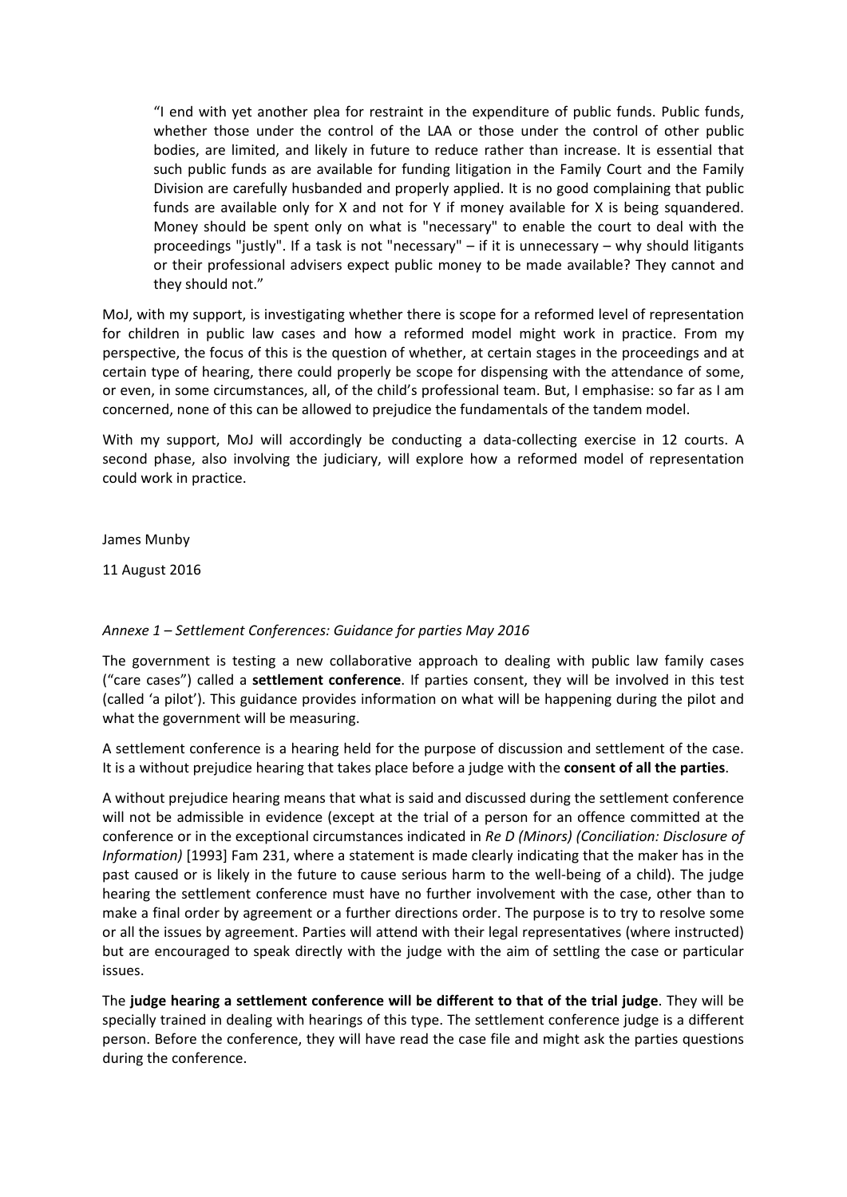> "I end with yet another plea for restraint in the expenditure of public funds. Public funds, whether those under the control of the LAA or those under the control of other public bodies, are limited, and likely in future to reduce rather than increase. It is essential that such public funds as are available for funding litigation in the Family Court and the Family Division are carefully husbanded and properly applied. It is no good complaining that public funds are available only for X and not for Y if money available for X is being squandered. Money should be spent only on what is "necessary" to enable the court to deal with the proceedings "justly". If a task is not "necessary" – if it is unnecessary – why should litigants or their professional advisers expect public money to be made available? They cannot and they should not."

MoJ, with my support, is investigating whether there is scope for a reformed level of representation for children in public law cases and how a reformed model might work in practice. From my perspective, the focus of this is the question of whether, at certain stages in the proceedings and at certain type of hearing, there could properly be scope for dispensing with the attendance of some, or even, in some circumstances, all, of the child's professional team. But, I emphasise: so far as I am concerned, none of this can be allowed to prejudice the fundamentals of the tandem model.

With my support, MoJ will accordingly be conducting a data-collecting exercise in 12 courts. A second phase, also involving the judiciary, will explore how a reformed model of representation could work in practice.

James Munby

11 August 2016

*Annexe 1 – Settlement Conferences: Guidance for parties May 2016*

The government is testing a new collaborative approach to dealing with public law family cases ("care cases") called a **settlement conference**. If parties consent, they will be involved in this test (called 'a pilot'). This guidance provides information on what will be happening during the pilot and what the government will be measuring.

A settlement conference is a hearing held for the purpose of discussion and settlement of the case. It is a without prejudice hearing that takes place before a judge with the **consent of all the parties**.

A without prejudice hearing means that what is said and discussed during the settlement conference will not be admissible in evidence (except at the trial of a person for an offence committed at the conference or in the exceptional circumstances indicated in *Re D (Minors) (Conciliation: Disclosure of Information)* [1993] Fam 231, where a statement is made clearly indicating that the maker has in the past caused or is likely in the future to cause serious harm to the well-being of a child). The judge hearing the settlement conference must have no further involvement with the case, other than to make a final order by agreement or a further directions order. The purpose is to try to resolve some or all the issues by agreement. Parties will attend with their legal representatives (where instructed) but are encouraged to speak directly with the judge with the aim of settling the case or particular issues.

The **judge hearing a settlement conference will be different to that of the trial judge**. They will be specially trained in dealing with hearings of this type. The settlement conference judge is a different person. Before the conference, they will have read the case file and might ask the parties questions during the conference.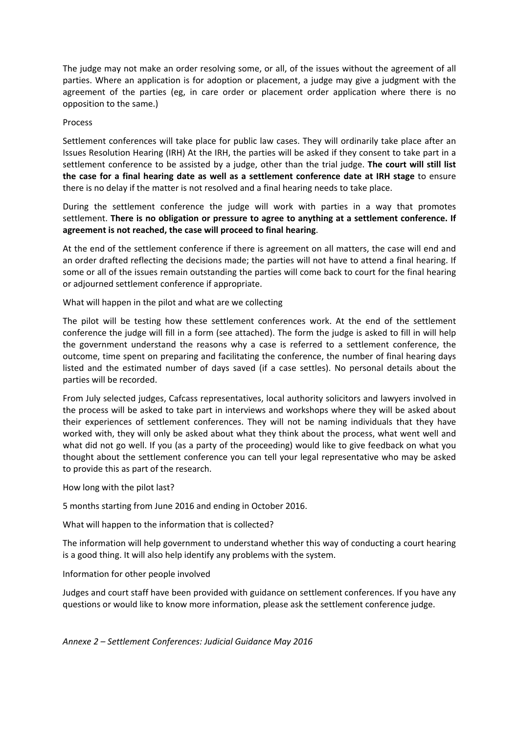The judge may not make an order resolving some, or all, of the issues without the agreement of all parties. Where an application is for adoption or placement, a judge may give a judgment with the agreement of the parties (eg, in care order or placement order application where there is no opposition to the same.)

Process

Settlement conferences will take place for public law cases. They will ordinarily take place after an Issues Resolution Hearing (IRH) At the IRH, the parties will be asked if they consent to take part in a settlement conference to be assisted by a judge, other than the trial judge. **The court will still list the case for a final hearing date as well as a settlement conference date at IRH stage** to ensure there is no delay if the matter is not resolved and a final hearing needs to take place.

During the settlement conference the judge will work with parties in a way that promotes settlement. **There is no obligation or pressure to agree to anything at a settlement conference. If agreement is not reached, the case will proceed to final hearing**.

At the end of the settlement conference if there is agreement on all matters, the case will end and an order drafted reflecting the decisions made; the parties will not have to attend a final hearing. If some or all of the issues remain outstanding the parties will come back to court for the final hearing or adjourned settlement conference if appropriate.

What will happen in the pilot and what are we collecting

The pilot will be testing how these settlement conferences work. At the end of the settlement conference the judge will fill in a form (see attached). The form the judge is asked to fill in will help the government understand the reasons why a case is referred to a settlement conference, the outcome, time spent on preparing and facilitating the conference, the number of final hearing days listed and the estimated number of days saved (if a case settles). No personal details about the parties will be recorded.

From July selected judges, Cafcass representatives, local authority solicitors and lawyers involved in the process will be asked to take part in interviews and workshops where they will be asked about their experiences of settlement conferences. They will not be naming individuals that they have worked with, they will only be asked about what they think about the process, what went well and what did not go well. If you (as a party of the proceeding) would like to give feedback on what you thought about the settlement conference you can tell your legal representative who may be asked to provide this as part of the research.

How long with the pilot last?

5 months starting from June 2016 and ending in October 2016.

What will happen to the information that is collected?

The information will help government to understand whether this way of conducting a court hearing is a good thing. It will also help identify any problems with the system.

Information for other people involved

Judges and court staff have been provided with guidance on settlement conferences. If you have any questions or would like to know more information, please ask the settlement conference judge.

*Annexe 2 – Settlement Conferences: Judicial Guidance May 2016*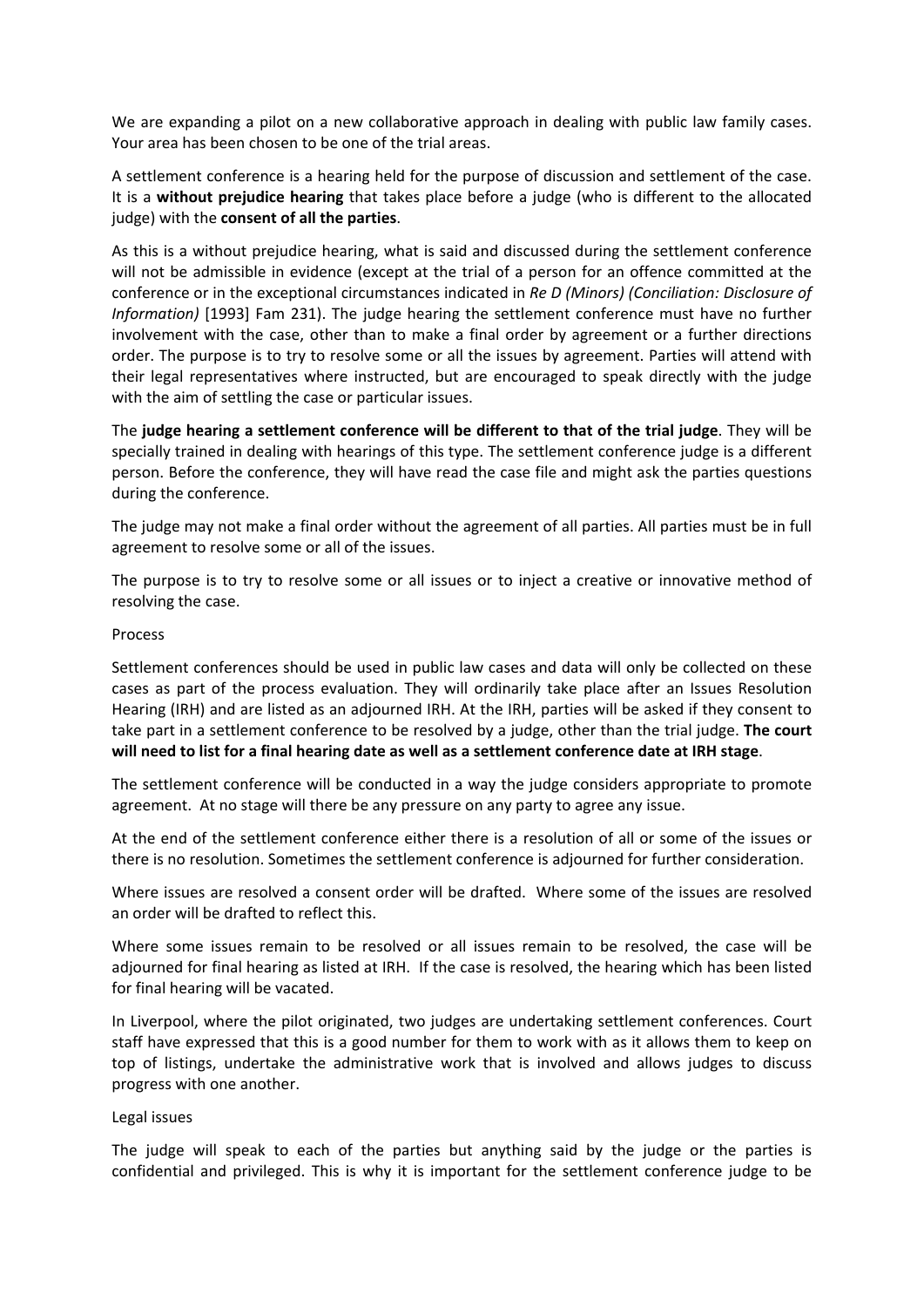We are expanding a pilot on a new collaborative approach in dealing with public law family cases. Your area has been chosen to be one of the trial areas.

A settlement conference is a hearing held for the purpose of discussion and settlement of the case. It is a **without prejudice hearing** that takes place before a judge (who is different to the allocated judge) with the **consent of all the parties**.

As this is a without prejudice hearing, what is said and discussed during the settlement conference will not be admissible in evidence (except at the trial of a person for an offence committed at the conference or in the exceptional circumstances indicated in *Re D (Minors) (Conciliation: Disclosure of Information)* [1993] Fam 231). The judge hearing the settlement conference must have no further involvement with the case, other than to make a final order by agreement or a further directions order. The purpose is to try to resolve some or all the issues by agreement. Parties will attend with their legal representatives where instructed, but are encouraged to speak directly with the judge with the aim of settling the case or particular issues.

The **judge hearing a settlement conference will be different to that of the trial judge**. They will be specially trained in dealing with hearings of this type. The settlement conference judge is a different person. Before the conference, they will have read the case file and might ask the parties questions during the conference.

The judge may not make a final order without the agreement of all parties. All parties must be in full agreement to resolve some or all of the issues.

The purpose is to try to resolve some or all issues or to inject a creative or innovative method of resolving the case.

Process

Settlement conferences should be used in public law cases and data will only be collected on these cases as part of the process evaluation. They will ordinarily take place after an Issues Resolution Hearing (IRH) and are listed as an adjourned IRH. At the IRH, parties will be asked if they consent to take part in a settlement conference to be resolved by a judge, other than the trial judge. **The court will need to list for a final hearing date as well as a settlement conference date at IRH stage**.

The settlement conference will be conducted in a way the judge considers appropriate to promote agreement. At no stage will there be any pressure on any party to agree any issue.

At the end of the settlement conference either there is a resolution of all or some of the issues or there is no resolution. Sometimes the settlement conference is adjourned for further consideration.

Where issues are resolved a consent order will be drafted. Where some of the issues are resolved an order will be drafted to reflect this.

Where some issues remain to be resolved or all issues remain to be resolved, the case will be adjourned for final hearing as listed at IRH. If the case is resolved, the hearing which has been listed for final hearing will be vacated.

In Liverpool, where the pilot originated, two judges are undertaking settlement conferences. Court staff have expressed that this is a good number for them to work with as it allows them to keep on top of listings, undertake the administrative work that is involved and allows judges to discuss progress with one another.

Legal issues

The judge will speak to each of the parties but anything said by the judge or the parties is confidential and privileged. This is why it is important for the settlement conference judge to be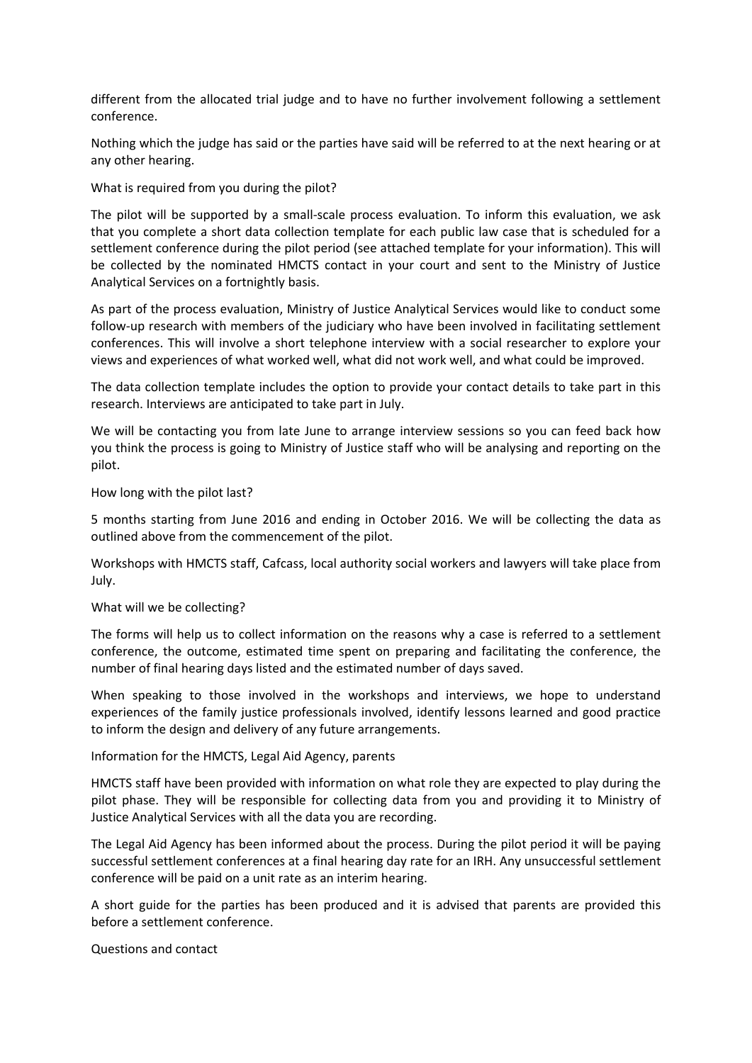different from the allocated trial judge and to have no further involvement following a settlement conference.

Nothing which the judge has said or the parties have said will be referred to at the next hearing or at any other hearing.

What is required from you during the pilot?

The pilot will be supported by a small-scale process evaluation. To inform this evaluation, we ask that you complete a short data collection template for each public law case that is scheduled for a settlement conference during the pilot period (see attached template for your information). This will be collected by the nominated HMCTS contact in your court and sent to the Ministry of Justice Analytical Services on a fortnightly basis.

As part of the process evaluation, Ministry of Justice Analytical Services would like to conduct some follow-up research with members of the judiciary who have been involved in facilitating settlement conferences. This will involve a short telephone interview with a social researcher to explore your views and experiences of what worked well, what did not work well, and what could be improved.

The data collection template includes the option to provide your contact details to take part in this research. Interviews are anticipated to take part in July.

We will be contacting you from late June to arrange interview sessions so you can feed back how you think the process is going to Ministry of Justice staff who will be analysing and reporting on the pilot.

How long with the pilot last?

5 months starting from June 2016 and ending in October 2016. We will be collecting the data as outlined above from the commencement of the pilot.

Workshops with HMCTS staff, Cafcass, local authority social workers and lawyers will take place from July.

What will we be collecting?

The forms will help us to collect information on the reasons why a case is referred to a settlement conference, the outcome, estimated time spent on preparing and facilitating the conference, the number of final hearing days listed and the estimated number of days saved.

When speaking to those involved in the workshops and interviews, we hope to understand experiences of the family justice professionals involved, identify lessons learned and good practice to inform the design and delivery of any future arrangements.

Information for the HMCTS, Legal Aid Agency, parents

HMCTS staff have been provided with information on what role they are expected to play during the pilot phase. They will be responsible for collecting data from you and providing it to Ministry of Justice Analytical Services with all the data you are recording.

The Legal Aid Agency has been informed about the process. During the pilot period it will be paying successful settlement conferences at a final hearing day rate for an IRH. Any unsuccessful settlement conference will be paid on a unit rate as an interim hearing.

A short guide for the parties has been produced and it is advised that parents are provided this before a settlement conference.

Questions and contact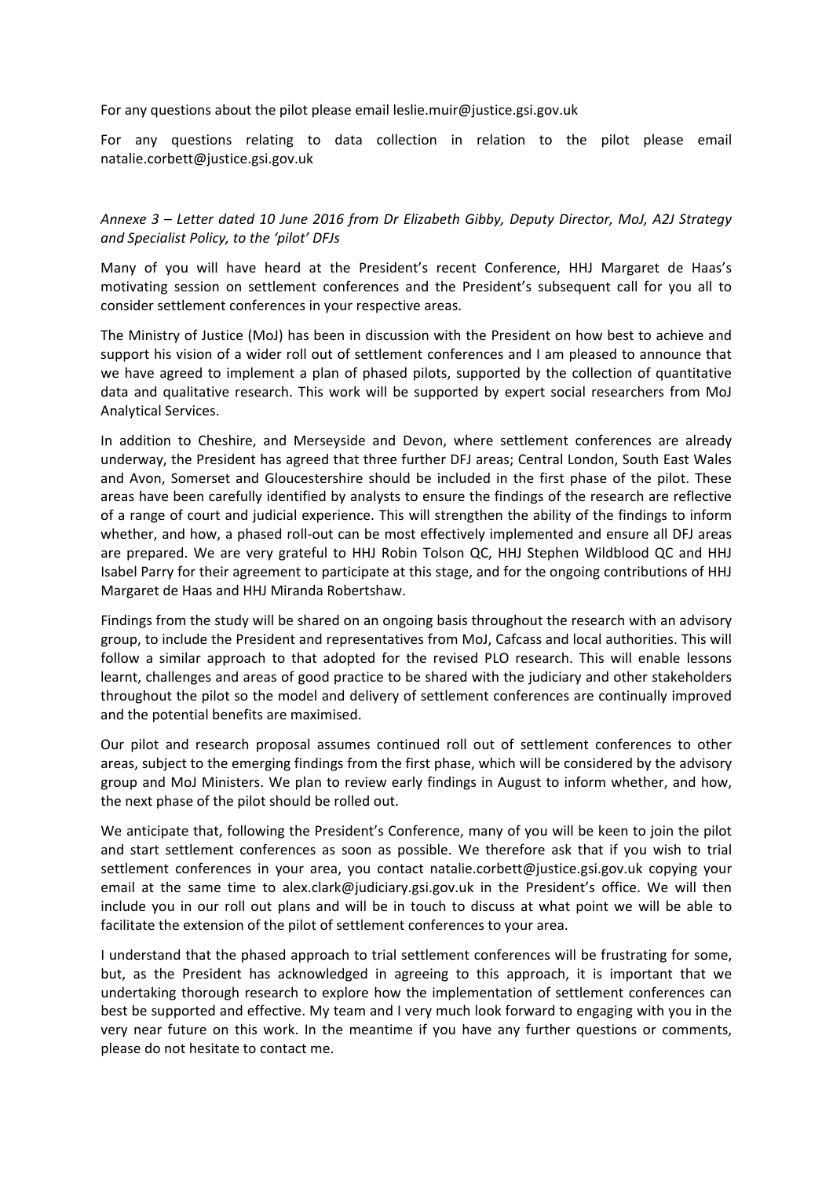For any questions about the pilot please email leslie.muir@justice.gsi.gov.uk

For any questions relating to data collection in relation to the pilot please email natalie.corbett@justice.gsi.gov.uk

*Annexe 3 – Letter dated 10 June 2016 from Dr Elizabeth Gibby, Deputy Director, MoJ, A2J Strategy and Specialist Policy, to the 'pilot' DFJs*

Many of you will have heard at the President's recent Conference, HHJ Margaret de Haas's motivating session on settlement conferences and the President's subsequent call for you all to consider settlement conferences in your respective areas.

The Ministry of Justice (MoJ) has been in discussion with the President on how best to achieve and support his vision of a wider roll out of settlement conferences and I am pleased to announce that we have agreed to implement a plan of phased pilots, supported by the collection of quantitative data and qualitative research. This work will be supported by expert social researchers from MoJ Analytical Services.

In addition to Cheshire, and Merseyside and Devon, where settlement conferences are already underway, the President has agreed that three further DFJ areas; Central London, South East Wales and Avon, Somerset and Gloucestershire should be included in the first phase of the pilot. These areas have been carefully identified by analysts to ensure the findings of the research are reflective of a range of court and judicial experience. This will strengthen the ability of the findings to inform whether, and how, a phased roll-out can be most effectively implemented and ensure all DFJ areas are prepared. We are very grateful to HHJ Robin Tolson QC, HHJ Stephen Wildblood QC and HHJ Isabel Parry for their agreement to participate at this stage, and for the ongoing contributions of HHJ Margaret de Haas and HHJ Miranda Robertshaw.

Findings from the study will be shared on an ongoing basis throughout the research with an advisory group, to include the President and representatives from MoJ, Cafcass and local authorities. This will follow a similar approach to that adopted for the revised PLO research. This will enable lessons learnt, challenges and areas of good practice to be shared with the judiciary and other stakeholders throughout the pilot so the model and delivery of settlement conferences are continually improved and the potential benefits are maximised.

Our pilot and research proposal assumes continued roll out of settlement conferences to other areas, subject to the emerging findings from the first phase, which will be considered by the advisory group and MoJ Ministers. We plan to review early findings in August to inform whether, and how, the next phase of the pilot should be rolled out.

We anticipate that, following the President's Conference, many of you will be keen to join the pilot and start settlement conferences as soon as possible. We therefore ask that if you wish to trial settlement conferences in your area, you contact natalie.corbett@justice.gsi.gov.uk copying your email at the same time to alex.clark@judiciary.gsi.gov.uk in the President's office. We will then include you in our roll out plans and will be in touch to discuss at what point we will be able to facilitate the extension of the pilot of settlement conferences to your area.

I understand that the phased approach to trial settlement conferences will be frustrating for some, but, as the President has acknowledged in agreeing to this approach, it is important that we undertaking thorough research to explore how the implementation of settlement conferences can best be supported and effective. My team and I very much look forward to engaging with you in the very near future on this work. In the meantime if you have any further questions or comments, please do not hesitate to contact me.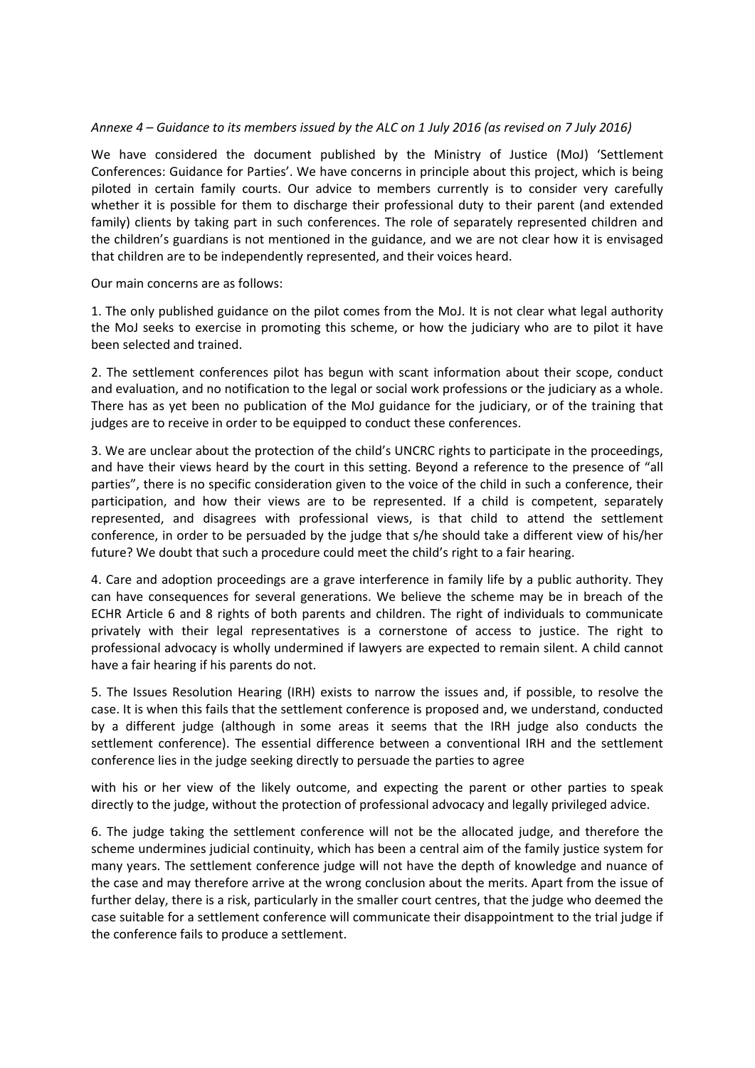*Annexe 4 – Guidance to its members issued by the ALC on 1 July 2016 (as revised on 7 July 2016)*

We have considered the document published by the Ministry of Justice (MoJ) 'Settlement Conferences: Guidance for Parties'. We have concerns in principle about this project, which is being piloted in certain family courts. Our advice to members currently is to consider very carefully whether it is possible for them to discharge their professional duty to their parent (and extended family) clients by taking part in such conferences. The role of separately represented children and the children's guardians is not mentioned in the guidance, and we are not clear how it is envisaged that children are to be independently represented, and their voices heard.

Our main concerns are as follows:

1. The only published guidance on the pilot comes from the MoJ. It is not clear what legal authority the MoJ seeks to exercise in promoting this scheme, or how the judiciary who are to pilot it have been selected and trained.

2. The settlement conferences pilot has begun with scant information about their scope, conduct and evaluation, and no notification to the legal or social work professions or the judiciary as a whole. There has as yet been no publication of the MoJ guidance for the judiciary, or of the training that judges are to receive in order to be equipped to conduct these conferences.

3. We are unclear about the protection of the child's UNCRC rights to participate in the proceedings, and have their views heard by the court in this setting. Beyond a reference to the presence of "all parties", there is no specific consideration given to the voice of the child in such a conference, their participation, and how their views are to be represented. If a child is competent, separately represented, and disagrees with professional views, is that child to attend the settlement conference, in order to be persuaded by the judge that s/he should take a different view of his/her future? We doubt that such a procedure could meet the child's right to a fair hearing.

4. Care and adoption proceedings are a grave interference in family life by a public authority. They can have consequences for several generations. We believe the scheme may be in breach of the ECHR Article 6 and 8 rights of both parents and children. The right of individuals to communicate privately with their legal representatives is a cornerstone of access to justice. The right to professional advocacy is wholly undermined if lawyers are expected to remain silent. A child cannot have a fair hearing if his parents do not.

5. The Issues Resolution Hearing (IRH) exists to narrow the issues and, if possible, to resolve the case. It is when this fails that the settlement conference is proposed and, we understand, conducted by a different judge (although in some areas it seems that the IRH judge also conducts the settlement conference). The essential difference between a conventional IRH and the settlement conference lies in the judge seeking directly to persuade the parties to agree with his or her view of the likely outcome, and expecting the parent or other parties to speak directly to the judge, without the protection of professional advocacy and legally privileged advice.

6. The judge taking the settlement conference will not be the allocated judge, and therefore the scheme undermines judicial continuity, which has been a central aim of the family justice system for many years. The settlement conference judge will not have the depth of knowledge and nuance of the case and may therefore arrive at the wrong conclusion about the merits. Apart from the issue of further delay, there is a risk, particularly in the smaller court centres, that the judge who deemed the case suitable for a settlement conference will communicate their disappointment to the trial judge if the conference fails to produce a settlement.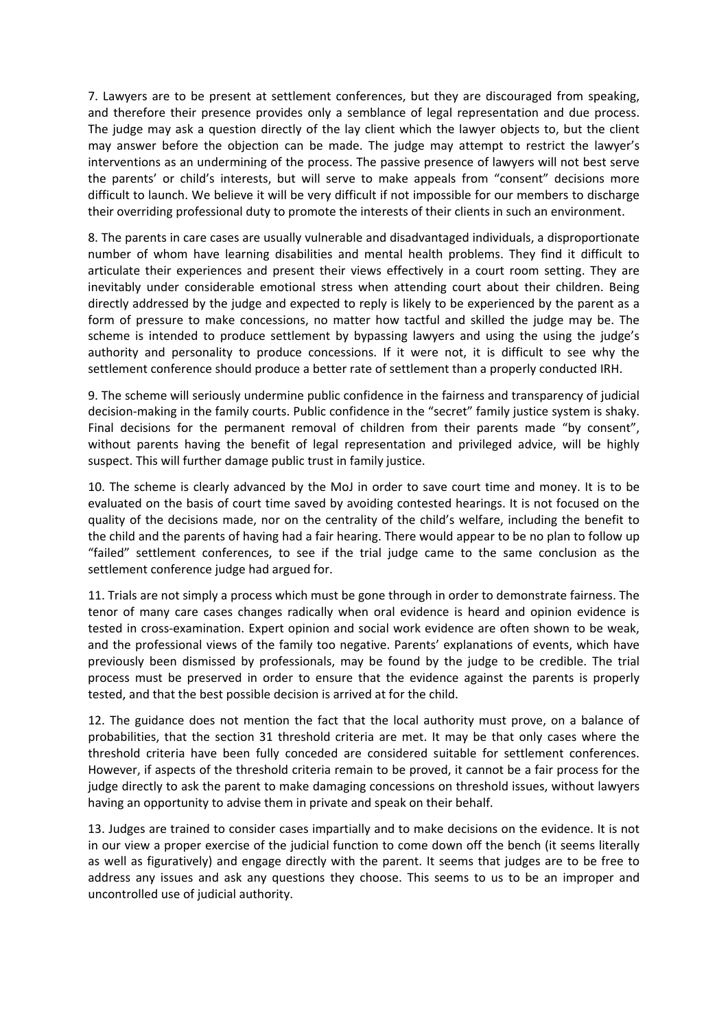7. Lawyers are to be present at settlement conferences, but they are discouraged from speaking, and therefore their presence provides only a semblance of legal representation and due process. The judge may ask a question directly of the lay client which the lawyer objects to, but the client may answer before the objection can be made. The judge may attempt to restrict the lawyer's interventions as an undermining of the process. The passive presence of lawyers will not best serve the parents' or child's interests, but will serve to make appeals from "consent" decisions more difficult to launch. We believe it will be very difficult if not impossible for our members to discharge their overriding professional duty to promote the interests of their clients in such an environment.

8. The parents in care cases are usually vulnerable and disadvantaged individuals, a disproportionate number of whom have learning disabilities and mental health problems. They find it difficult to articulate their experiences and present their views effectively in a court room setting. They are inevitably under considerable emotional stress when attending court about their children. Being directly addressed by the judge and expected to reply is likely to be experienced by the parent as a form of pressure to make concessions, no matter how tactful and skilled the judge may be. The scheme is intended to produce settlement by bypassing lawyers and using the using the judge's authority and personality to produce concessions. If it were not, it is difficult to see why the settlement conference should produce a better rate of settlement than a properly conducted IRH.

9. The scheme will seriously undermine public confidence in the fairness and transparency of judicial decision-making in the family courts. Public confidence in the "secret" family justice system is shaky. Final decisions for the permanent removal of children from their parents made "by consent", without parents having the benefit of legal representation and privileged advice, will be highly suspect. This will further damage public trust in family justice.

10. The scheme is clearly advanced by the MoJ in order to save court time and money. It is to be evaluated on the basis of court time saved by avoiding contested hearings. It is not focused on the quality of the decisions made, nor on the centrality of the child's welfare, including the benefit to the child and the parents of having had a fair hearing. There would appear to be no plan to follow up "failed" settlement conferences, to see if the trial judge came to the same conclusion as the settlement conference judge had argued for.

11. Trials are not simply a process which must be gone through in order to demonstrate fairness. The tenor of many care cases changes radically when oral evidence is heard and opinion evidence is tested in cross-examination. Expert opinion and social work evidence are often shown to be weak, and the professional views of the family too negative. Parents' explanations of events, which have previously been dismissed by professionals, may be found by the judge to be credible. The trial process must be preserved in order to ensure that the evidence against the parents is properly tested, and that the best possible decision is arrived at for the child.

12. The guidance does not mention the fact that the local authority must prove, on a balance of probabilities, that the section 31 threshold criteria are met. It may be that only cases where the threshold criteria have been fully conceded are considered suitable for settlement conferences. However, if aspects of the threshold criteria remain to be proved, it cannot be a fair process for the judge directly to ask the parent to make damaging concessions on threshold issues, without lawyers having an opportunity to advise them in private and speak on their behalf.

13. Judges are trained to consider cases impartially and to make decisions on the evidence. It is not in our view a proper exercise of the judicial function to come down off the bench (it seems literally as well as figuratively) and engage directly with the parent. It seems that judges are to be free to address any issues and ask any questions they choose. This seems to us to be an improper and uncontrolled use of judicial authority.